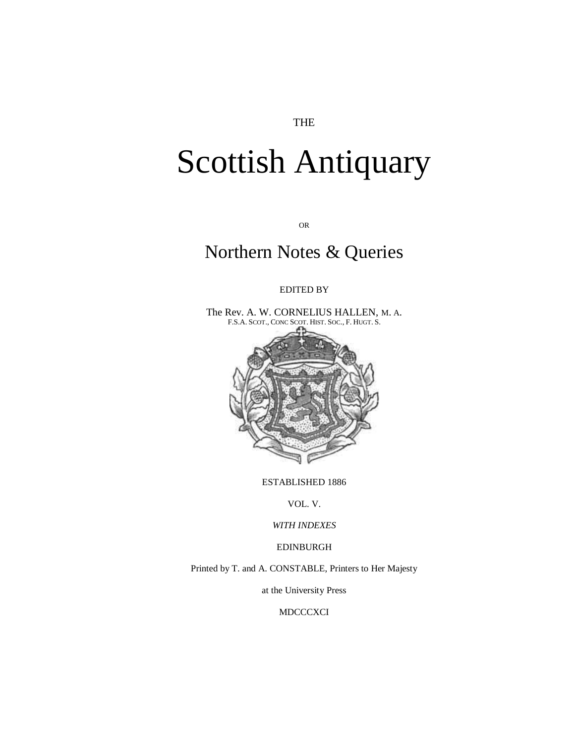THE

# Scottish Antiquary

OR

## Northern Notes & Queries

EDITED BY

The Rev. A. W. CORNELIUS HALLEN, M. A.
F.S.A. SCOT., CONC SCOT. HIST. SOC., F. HUGT. S.

ESTABLISHED 1886

VOL. V.

*WITH INDEXES*

EDINBURGH

Printed by T. and A. CONSTABLE, Printers to Her Majesty

at the University Press

MDCCCXCI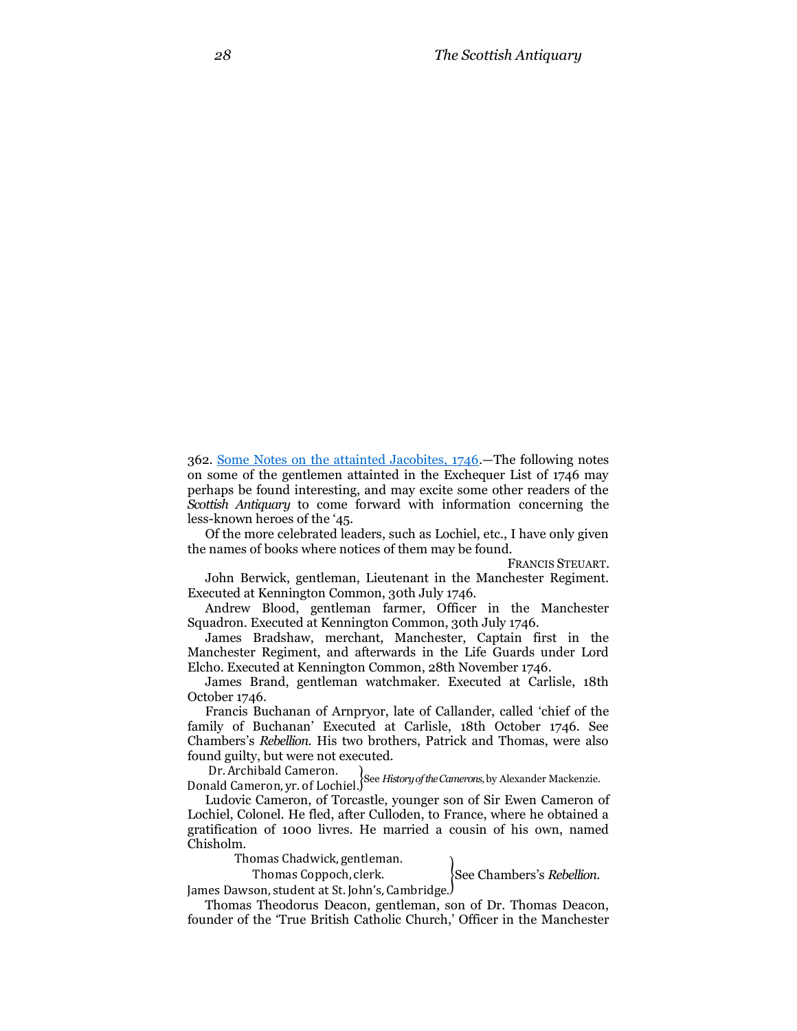362. [Some Notes on the attainted Jacobites, 1746]().—The following notes on some of the gentlemen attainted in the Exchequer List of 1746 may perhaps be found interesting, and may excite some other readers of the *Scottish Antiquary* to come forward with information concerning the less-known heroes of the '45.

Of the more celebrated leaders, such as Lochiel, etc., I have only given the names of books where notices of them may be found.

FRANCIS STEUART.

John Berwick, gentleman, Lieutenant in the Manchester Regiment. Executed at Kennington Common, 30th July 1746.

Andrew Blood, gentleman farmer, Officer in the Manchester Squadron. Executed at Kennington Common, 30th July 1746.

James Bradshaw, merchant, Manchester, Captain first in the Manchester Regiment, and afterwards in the Life Guards under Lord Elcho. Executed at Kennington Common, 28th November 1746.

James Brand, gentleman watchmaker. Executed at Carlisle, 18th October 1746.

Francis Buchanan of Arnpryor, late of Callander, called 'chief of the family of Buchanan' Executed at Carlisle, 18th October 1746. See Chambers's *Rebellion*. His two brothers, Patrick and Thomas, were also found guilty, but were not executed.

Dr. Archibald Cameron.
Donald Cameron, yr. of Lochiel. } See *History of the Camerons*, by Alexander Mackenzie.

Ludovic Cameron, of Torcastle, younger son of Sir Ewen Cameron of Lochiel, Colonel. He fled, after Culloden, to France, where he obtained a gratification of 1000 livres. He married a cousin of his own, named Chisholm.

Thomas Chadwick, gentleman.
Thomas Coppoch, clerk.
James Dawson, student at St. John's, Cambridge. } See Chambers's *Rebellion*.

Thomas Theodorus Deacon, gentleman, son of Dr. Thomas Deacon, founder of the 'True British Catholic Church,' Officer in the Manchester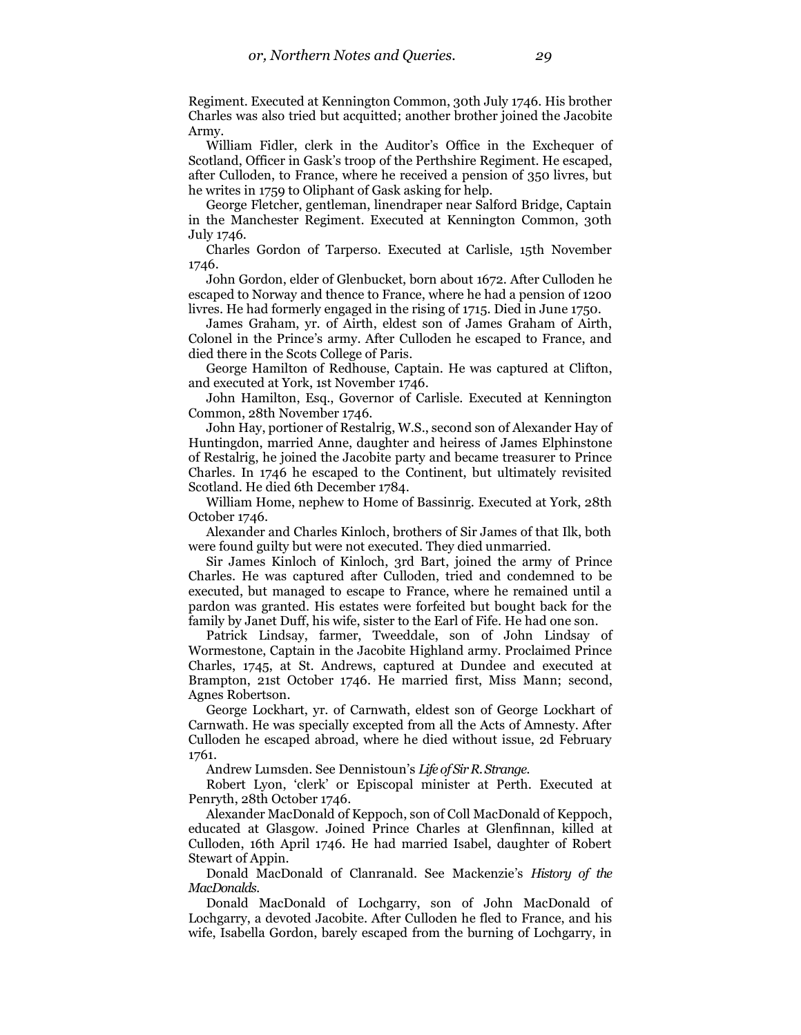Regiment. Executed at Kennington Common, 30th July 1746. His brother Charles was also tried but acquitted; another brother joined the Jacobite Army.

William Fidler, clerk in the Auditor's Office in the Exchequer of Scotland, Officer in Gask's troop of the Perthshire Regiment. He escaped, after Culloden, to France, where he received a pension of 350 livres, but he writes in 1759 to Oliphant of Gask asking for help.

George Fletcher, gentleman, linendraper near Salford Bridge, Captain in the Manchester Regiment. Executed at Kennington Common, 30th July 1746.

Charles Gordon of Tarperso. Executed at Carlisle, 15th November 1746.

John Gordon, elder of Glenbucket, born about 1672. After Culloden he escaped to Norway and thence to France, where he had a pension of 1200 livres. He had formerly engaged in the rising of 1715. Died in June 1750.

James Graham, yr. of Airth, eldest son of James Graham of Airth, Colonel in the Prince's army. After Culloden he escaped to France, and died there in the Scots College of Paris.

George Hamilton of Redhouse, Captain. He was captured at Clifton, and executed at York, 1st November 1746.

John Hamilton, Esq., Governor of Carlisle. Executed at Kennington Common, 28th November 1746.

John Hay, portioner of Restalrig, W.S., second son of Alexander Hay of Huntingdon, married Anne, daughter and heiress of James Elphinstone of Restalrig, he joined the Jacobite party and became treasurer to Prince Charles. In 1746 he escaped to the Continent, but ultimately revisited Scotland. He died 6th December 1784.

William Home, nephew to Home of Bassinrig. Executed at York, 28th October 1746.

Alexander and Charles Kinloch, brothers of Sir James of that Ilk, both were found guilty but were not executed. They died unmarried.

Sir James Kinloch of Kinloch, 3rd Bart, joined the army of Prince Charles. He was captured after Culloden, tried and condemned to be executed, but managed to escape to France, where he remained until a pardon was granted. His estates were forfeited but bought back for the family by Janet Duff, his wife, sister to the Earl of Fife. He had one son.

Patrick Lindsay, farmer, Tweeddale, son of John Lindsay of Wormestone, Captain in the Jacobite Highland army. Proclaimed Prince Charles, 1745, at St. Andrews, captured at Dundee and executed at Brampton, 21st October 1746. He married first, Miss Mann; second, Agnes Robertson.

George Lockhart, yr. of Carnwath, eldest son of George Lockhart of Carnwath. He was specially excepted from all the Acts of Amnesty. After Culloden he escaped abroad, where he died without issue, 2d February 1761.

Andrew Lumsden. See Dennistoun's *Life of Sir R. Strange.*

Robert Lyon, 'clerk' or Episcopal minister at Perth. Executed at Penryth, 28th October 1746.

Alexander MacDonald of Keppoch, son of Coll MacDonald of Keppoch, educated at Glasgow. Joined Prince Charles at Glenfinnan, killed at Culloden, 16th April 1746. He had married Isabel, daughter of Robert Stewart of Appin.

Donald MacDonald of Clanranald. See Mackenzie's *History of the MacDonalds.*

Donald MacDonald of Lochgarry, son of John MacDonald of Lochgarry, a devoted Jacobite. After Culloden he fled to France, and his wife, Isabella Gordon, barely escaped from the burning of Lochgarry, in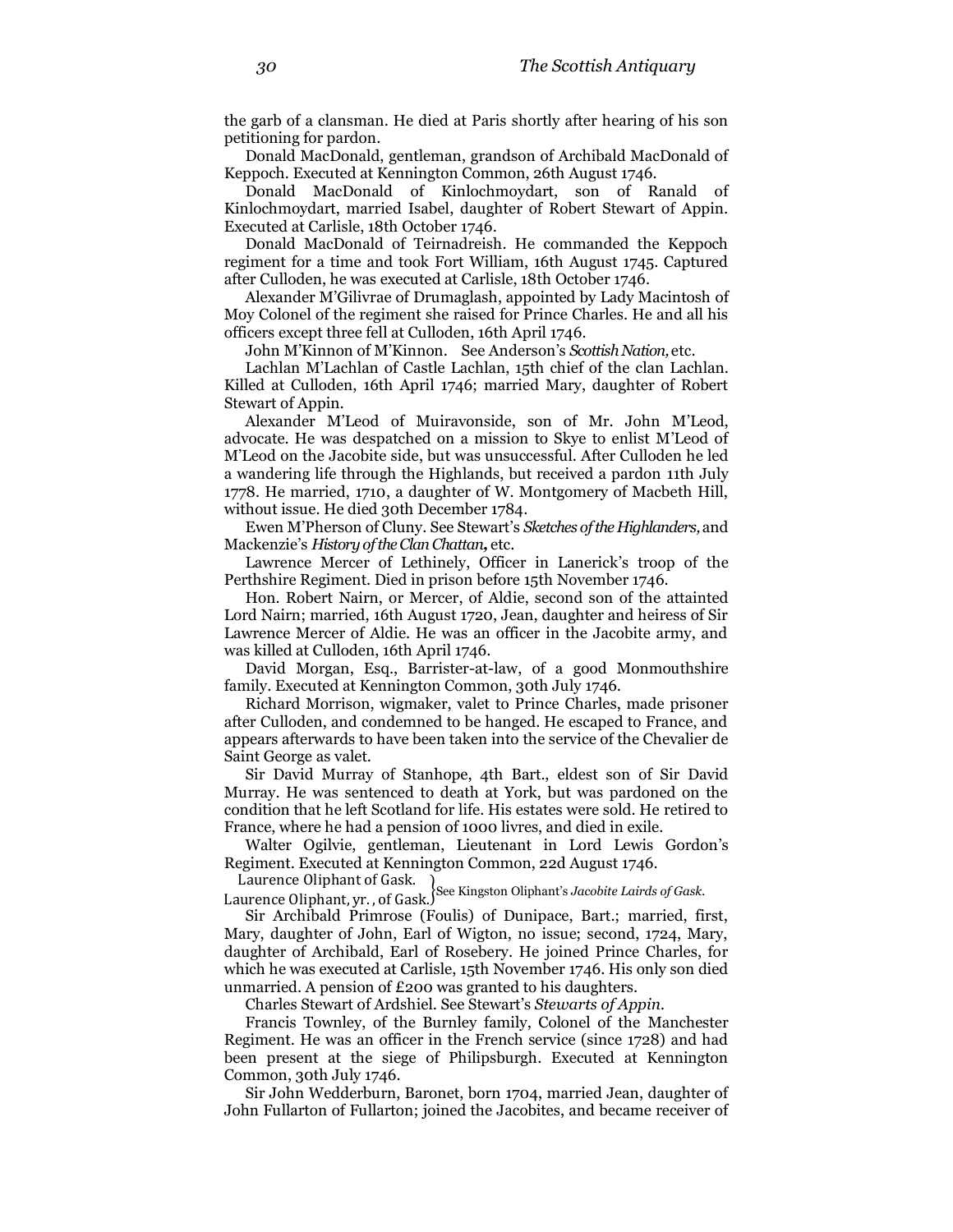the garb of a clansman. He died at Paris shortly after hearing of his son petitioning for pardon.

Donald MacDonald, gentleman, grandson of Archibald MacDonald of Keppoch. Executed at Kennington Common, 26th August 1746.

Donald MacDonald of Kinlochmoydart, son of Ranald of Kinlochmoydart, married Isabel, daughter of Robert Stewart of Appin. Executed at Carlisle, 18th October 1746.

Donald MacDonald of Teirnadreish. He commanded the Keppoch regiment for a time and took Fort William, 16th August 1745. Captured after Culloden, he was executed at Carlisle, 18th October 1746.

Alexander M'Gilivrae of Drumaglash, appointed by Lady Macintosh of Moy Colonel of the regiment she raised for Prince Charles. He and all his officers except three fell at Culloden, 16th April 1746.

John M'Kinnon of M'Kinnon. See Anderson's *Scottish Nation,* etc.

Lachlan M'Lachlan of Castle Lachlan, 15th chief of the clan Lachlan. Killed at Culloden, 16th April 1746; married Mary, daughter of Robert Stewart of Appin.

Alexander M'Leod of Muiravonside, son of Mr. John M'Leod, advocate. He was despatched on a mission to Skye to enlist M'Leod of M'Leod on the Jacobite side, but was unsuccessful. After Culloden he led a wandering life through the Highlands, but received a pardon 11th July 1778. He married, 1710, a daughter of W. Montgomery of Macbeth Hill, without issue. He died 30th December 1784.

Ewen M'Pherson of Cluny. See Stewart's *Sketches of the Highlanders,* and Mackenzie's *History of the Clan Chattan***,** etc.

Lawrence Mercer of Lethinely, Officer in Lanerick's troop of the Perthshire Regiment. Died in prison before 15th November 1746.

Hon. Robert Nairn, or Mercer, of Aldie, second son of the attainted Lord Nairn; married, 16th August 1720, Jean, daughter and heiress of Sir Lawrence Mercer of Aldie. He was an officer in the Jacobite army, and was killed at Culloden, 16th April 1746.

David Morgan, Esq., Barrister-at-law, of a good Monmouthshire family. Executed at Kennington Common, 30th July 1746.

Richard Morrison, wigmaker, valet to Prince Charles, made prisoner after Culloden, and condemned to be hanged. He escaped to France, and appears afterwards to have been taken into the service of the Chevalier de Saint George as valet.

Sir David Murray of Stanhope, 4th Bart., eldest son of Sir David Murray. He was sentenced to death at York, but was pardoned on the condition that he left Scotland for life. His estates were sold. He retired to France, where he had a pension of 1000 livres, and died in exile.

Walter Ogilvie, gentleman, Lieutenant in Lord Lewis Gordon's Regiment. Executed at Kennington Common, 22d August 1746.

Laurence Oliphant of Gask.
Laurence Oliphant, *yr.*, of Gask. } See Kingston Oliphant's *Jacobite Lairds of Gask.*

Sir Archibald Primrose (Foulis) of Dunipace, Bart.; married, first, Mary, daughter of John, Earl of Wigton, no issue; second, 1724, Mary, daughter of Archibald, Earl of Rosebery. He joined Prince Charles, for which he was executed at Carlisle, 15th November 1746. His only son died unmarried. A pension of £200 was granted to his daughters.

Charles Stewart of Ardshiel. See Stewart's *Stewarts of Appin.*

Francis Townley, of the Burnley family, Colonel of the Manchester Regiment. He was an officer in the French service (since 1728) and had been present at the siege of Philipsburgh. Executed at Kennington Common, 30th July 1746.

Sir John Wedderburn, Baronet, born 1704, married Jean, daughter of John Fullarton of Fullarton; joined the Jacobites, and became receiver of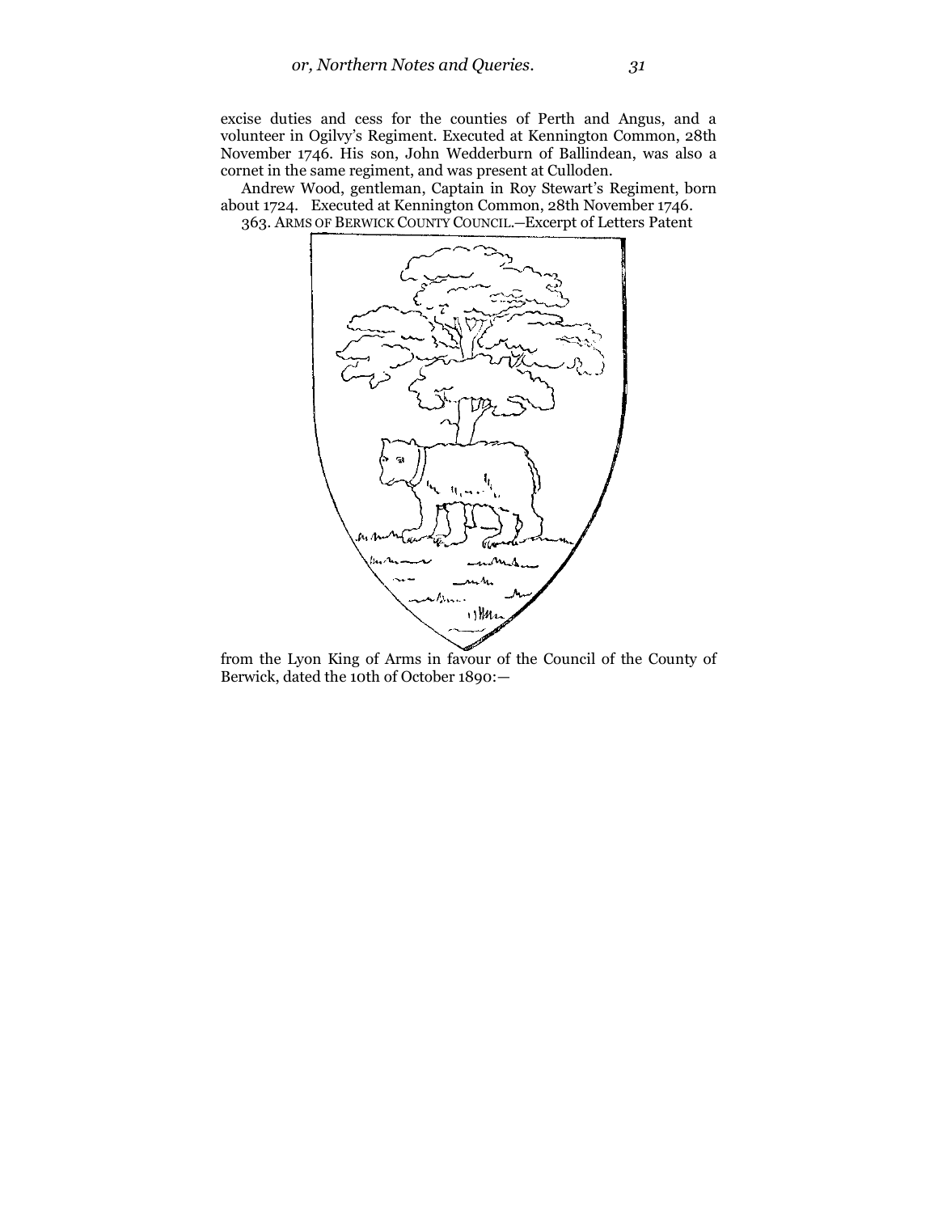excise duties and cess for the counties of Perth and Angus, and a volunteer in Ogilvy's Regiment. Executed at Kennington Common, 28th November 1746. His son, John Wedderburn of Ballindean, was also a cornet in the same regiment, and was present at Culloden.

Andrew Wood, gentleman, Captain in Roy Stewart's Regiment, born about 1724. Executed at Kennington Common, 28th November 1746.

363. ARMS OF BERWICK COUNTY COUNCIL.—Excerpt of Letters Patent from the Lyon King of Arms in favour of the Council of the County of Berwick, dated the 10th of October 1890:—